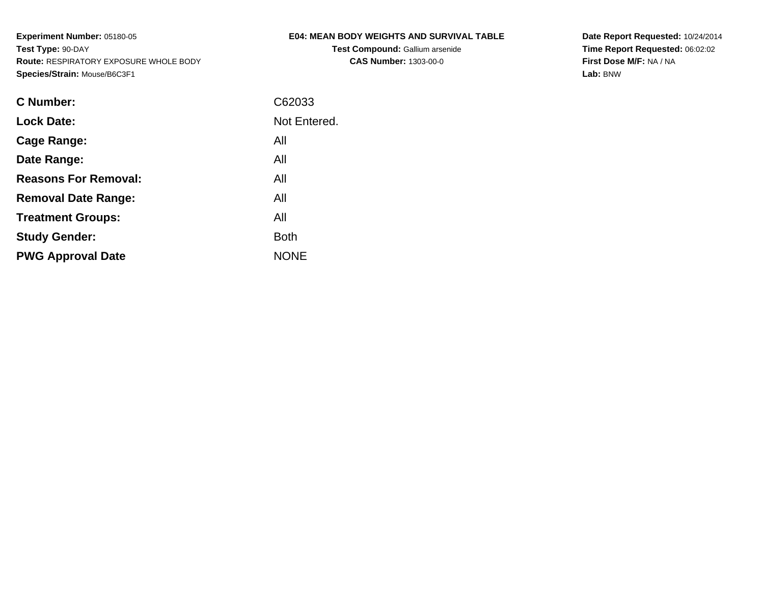**Experiment Number:** 05180-05
**Test Type:** 90-DAY
**Route:** RESPIRATORY EXPOSURE WHOLE BODY
**Species/Strain:** Mouse/B6C3F1

**E04: MEAN BODY WEIGHTS AND SURVIVAL TABLE**
**Test Compound:** Gallium arsenide
**CAS Number:** 1303-00-0

**Date Report Requested:** 10/24/2014
**Time Report Requested:** 06:02:02
**First Dose M/F:** NA / NA
**Lab:** BNW

| | |
|---|---|
| **C Number:** | C62033 |
| **Lock Date:** | Not Entered. |
| **Cage Range:** | All |
| **Date Range:** | All |
| **Reasons For Removal:** | All |
| **Removal Date Range:** | All |
| **Treatment Groups:** | All |
| **Study Gender:** | Both |
| **PWG Approval Date** | NONE |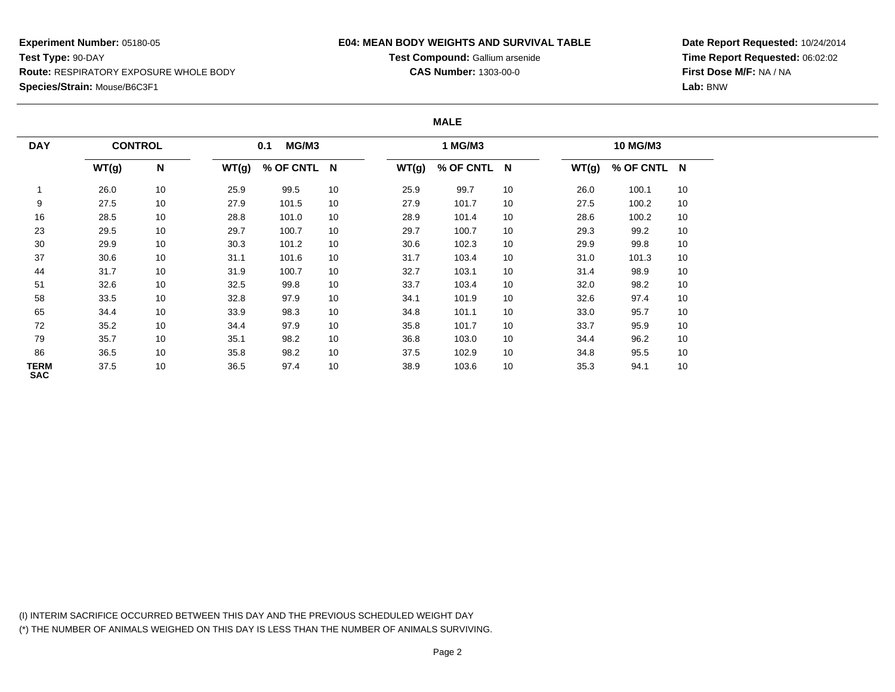**Experiment Number:** 05180-05
**Test Type:** 90-DAY
**Route:** RESPIRATORY EXPOSURE WHOLE BODY
**Species/Strain:** Mouse/B6C3F1

**E04: MEAN BODY WEIGHTS AND SURVIVAL TABLE**
**Test Compound:** Gallium arsenide
**CAS Number:** 1303-00-0

**Date Report Requested:** 10/24/2014
**Time Report Requested:** 06:02:02
**First Dose M/F:** NA / NA
**Lab:** BNW

**MALE**

| DAY | CONTROL | | 0.1 MG/M3 | | | 1 MG/M3 | | | 10 MG/M3 | | |
|---|---|---|---|---|---|---|---|---|---|---|---|
| | WT(g) | N | WT(g) | % OF CNTL | N | WT(g) | % OF CNTL | N | WT(g) | % OF CNTL | N |
| 1 | 26.0 | 10 | 25.9 | 99.5 | 10 | 25.9 | 99.7 | 10 | 26.0 | 100.1 | 10 |
| 9 | 27.5 | 10 | 27.9 | 101.5 | 10 | 27.9 | 101.7 | 10 | 27.5 | 100.2 | 10 |
| 16 | 28.5 | 10 | 28.8 | 101.0 | 10 | 28.9 | 101.4 | 10 | 28.6 | 100.2 | 10 |
| 23 | 29.5 | 10 | 29.7 | 100.7 | 10 | 29.7 | 100.7 | 10 | 29.3 | 99.2 | 10 |
| 30 | 29.9 | 10 | 30.3 | 101.2 | 10 | 30.6 | 102.3 | 10 | 29.9 | 99.8 | 10 |
| 37 | 30.6 | 10 | 31.1 | 101.6 | 10 | 31.7 | 103.4 | 10 | 31.0 | 101.3 | 10 |
| 44 | 31.7 | 10 | 31.9 | 100.7 | 10 | 32.7 | 103.1 | 10 | 31.4 | 98.9 | 10 |
| 51 | 32.6 | 10 | 32.5 | 99.8 | 10 | 33.7 | 103.4 | 10 | 32.0 | 98.2 | 10 |
| 58 | 33.5 | 10 | 32.8 | 97.9 | 10 | 34.1 | 101.9 | 10 | 32.6 | 97.4 | 10 |
| 65 | 34.4 | 10 | 33.9 | 98.3 | 10 | 34.8 | 101.1 | 10 | 33.0 | 95.7 | 10 |
| 72 | 35.2 | 10 | 34.4 | 97.9 | 10 | 35.8 | 101.7 | 10 | 33.7 | 95.9 | 10 |
| 79 | 35.7 | 10 | 35.1 | 98.2 | 10 | 36.8 | 103.0 | 10 | 34.4 | 96.2 | 10 |
| 86 | 36.5 | 10 | 35.8 | 98.2 | 10 | 37.5 | 102.9 | 10 | 34.8 | 95.5 | 10 |
| TERM SAC | 37.5 | 10 | 36.5 | 97.4 | 10 | 38.9 | 103.6 | 10 | 35.3 | 94.1 | 10 |

(I) INTERIM SACRIFICE OCCURRED BETWEEN THIS DAY AND THE PREVIOUS SCHEDULED WEIGHT DAY
(*) THE NUMBER OF ANIMALS WEIGHED ON THIS DAY IS LESS THAN THE NUMBER OF ANIMALS SURVIVING.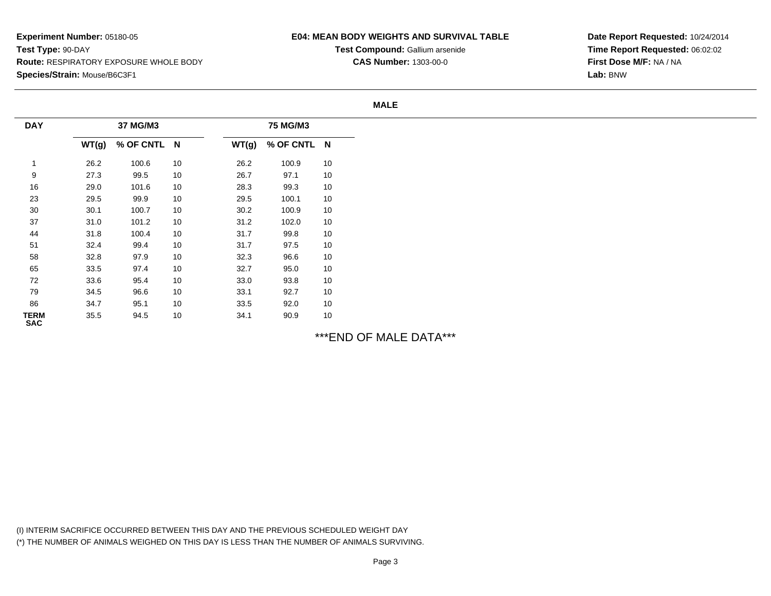**Experiment Number:** 05180-05
**Test Type:** 90-DAY
**Route:** RESPIRATORY EXPOSURE WHOLE BODY
**Species/Strain:** Mouse/B6C3F1

**E04: MEAN BODY WEIGHTS AND SURVIVAL TABLE**
**Test Compound:** Gallium arsenide
**CAS Number:** 1303-00-0

**Date Report Requested:** 10/24/2014
**Time Report Requested:** 06:02:02
**First Dose M/F:** NA / NA
**Lab:** BNW

**MALE**

| DAY | 37 MG/M3 | | | 75 MG/M3 | | |
|---|---|---|---|---|---|---|
| | WT(g) | % OF CNTL | N | WT(g) | % OF CNTL | N |
| 1 | 26.2 | 100.6 | 10 | 26.2 | 100.9 | 10 |
| 9 | 27.3 | 99.5 | 10 | 26.7 | 97.1 | 10 |
| 16 | 29.0 | 101.6 | 10 | 28.3 | 99.3 | 10 |
| 23 | 29.5 | 99.9 | 10 | 29.5 | 100.1 | 10 |
| 30 | 30.1 | 100.7 | 10 | 30.2 | 100.9 | 10 |
| 37 | 31.0 | 101.2 | 10 | 31.2 | 102.0 | 10 |
| 44 | 31.8 | 100.4 | 10 | 31.7 | 99.8 | 10 |
| 51 | 32.4 | 99.4 | 10 | 31.7 | 97.5 | 10 |
| 58 | 32.8 | 97.9 | 10 | 32.3 | 96.6 | 10 |
| 65 | 33.5 | 97.4 | 10 | 32.7 | 95.0 | 10 |
| 72 | 33.6 | 95.4 | 10 | 33.0 | 93.8 | 10 |
| 79 | 34.5 | 96.6 | 10 | 33.1 | 92.7 | 10 |
| 86 | 34.7 | 95.1 | 10 | 33.5 | 92.0 | 10 |
| TERM SAC | 35.5 | 94.5 | 10 | 34.1 | 90.9 | 10 |

***END OF MALE DATA***

(I) INTERIM SACRIFICE OCCURRED BETWEEN THIS DAY AND THE PREVIOUS SCHEDULED WEIGHT DAY
(*) THE NUMBER OF ANIMALS WEIGHED ON THIS DAY IS LESS THAN THE NUMBER OF ANIMALS SURVIVING.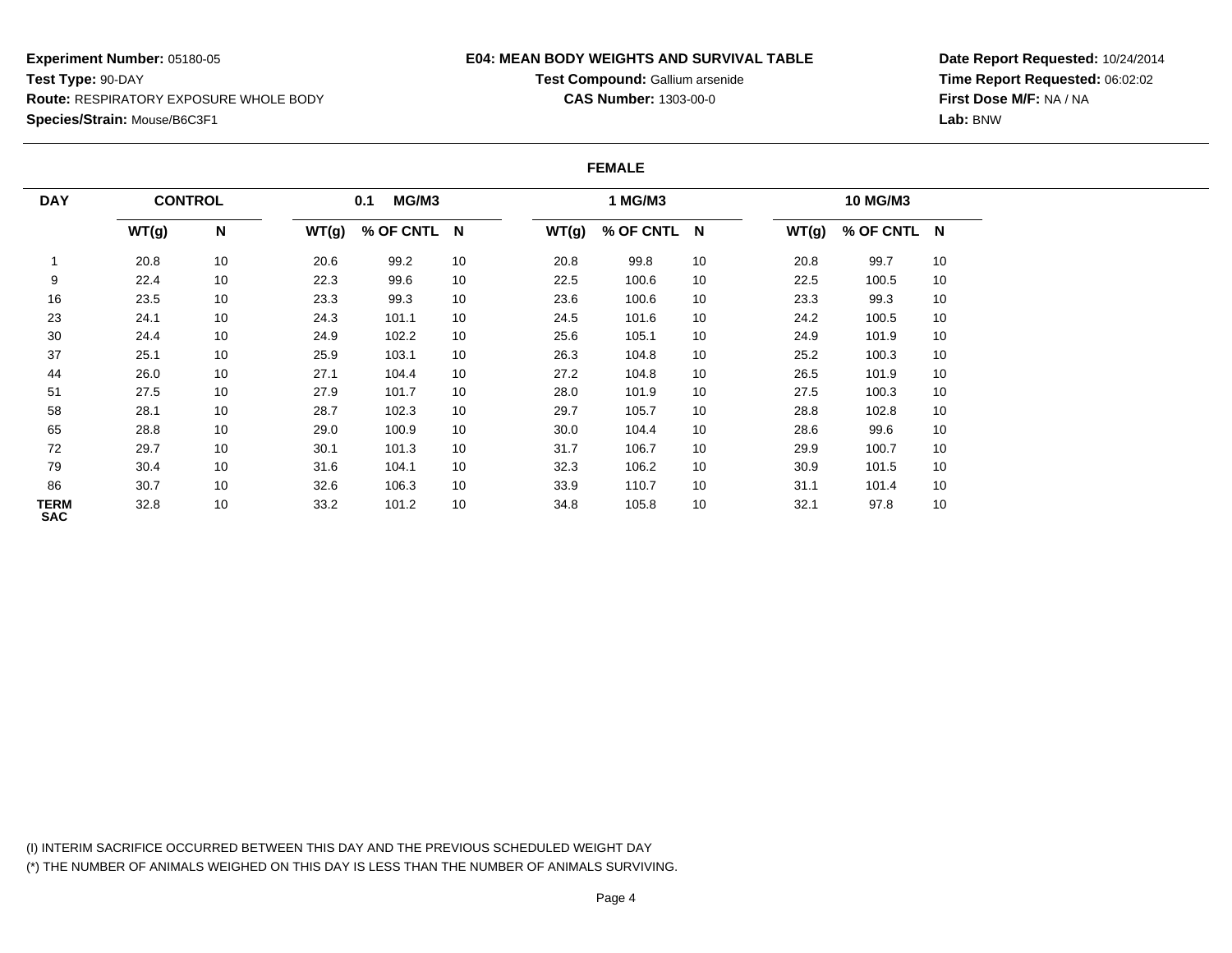**Experiment Number:** 05180-05
**Test Type:** 90-DAY
**Route:** RESPIRATORY EXPOSURE WHOLE BODY
**Species/Strain:** Mouse/B6C3F1

**E04: MEAN BODY WEIGHTS AND SURVIVAL TABLE**
**Test Compound:** Gallium arsenide
**CAS Number:** 1303-00-0

**Date Report Requested:** 10/24/2014
**Time Report Requested:** 06:02:02
**First Dose M/F:** NA / NA
**Lab:** BNW

**FEMALE**

| DAY | CONTROL | | 0.1 MG/M3 | | | 1 MG/M3 | | | 10 MG/M3 | | |
|---|---|---|---|---|---|---|---|---|---|---|---|
| | WT(g) | N | WT(g) | % OF CNTL | N | WT(g) | % OF CNTL | N | WT(g) | % OF CNTL | N |
| 1 | 20.8 | 10 | 20.6 | 99.2 | 10 | 20.8 | 99.8 | 10 | 20.8 | 99.7 | 10 |
| 9 | 22.4 | 10 | 22.3 | 99.6 | 10 | 22.5 | 100.6 | 10 | 22.5 | 100.5 | 10 |
| 16 | 23.5 | 10 | 23.3 | 99.3 | 10 | 23.6 | 100.6 | 10 | 23.3 | 99.3 | 10 |
| 23 | 24.1 | 10 | 24.3 | 101.1 | 10 | 24.5 | 101.6 | 10 | 24.2 | 100.5 | 10 |
| 30 | 24.4 | 10 | 24.9 | 102.2 | 10 | 25.6 | 105.1 | 10 | 24.9 | 101.9 | 10 |
| 37 | 25.1 | 10 | 25.9 | 103.1 | 10 | 26.3 | 104.8 | 10 | 25.2 | 100.3 | 10 |
| 44 | 26.0 | 10 | 27.1 | 104.4 | 10 | 27.2 | 104.8 | 10 | 26.5 | 101.9 | 10 |
| 51 | 27.5 | 10 | 27.9 | 101.7 | 10 | 28.0 | 101.9 | 10 | 27.5 | 100.3 | 10 |
| 58 | 28.1 | 10 | 28.7 | 102.3 | 10 | 29.7 | 105.7 | 10 | 28.8 | 102.8 | 10 |
| 65 | 28.8 | 10 | 29.0 | 100.9 | 10 | 30.0 | 104.4 | 10 | 28.6 | 99.6 | 10 |
| 72 | 29.7 | 10 | 30.1 | 101.3 | 10 | 31.7 | 106.7 | 10 | 29.9 | 100.7 | 10 |
| 79 | 30.4 | 10 | 31.6 | 104.1 | 10 | 32.3 | 106.2 | 10 | 30.9 | 101.5 | 10 |
| 86 | 30.7 | 10 | 32.6 | 106.3 | 10 | 33.9 | 110.7 | 10 | 31.1 | 101.4 | 10 |
| TERM SAC | 32.8 | 10 | 33.2 | 101.2 | 10 | 34.8 | 105.8 | 10 | 32.1 | 97.8 | 10 |

(I) INTERIM SACRIFICE OCCURRED BETWEEN THIS DAY AND THE PREVIOUS SCHEDULED WEIGHT DAY
(*) THE NUMBER OF ANIMALS WEIGHED ON THIS DAY IS LESS THAN THE NUMBER OF ANIMALS SURVIVING.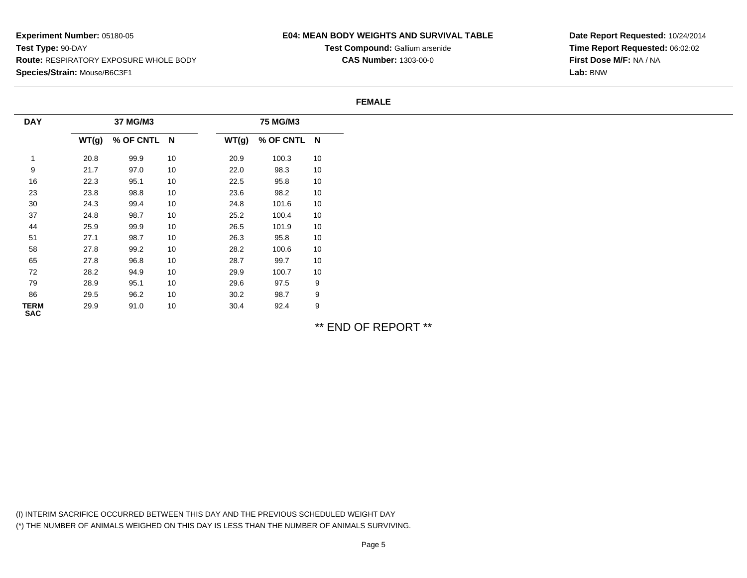**Experiment Number:** 05180-05
**Test Type:** 90-DAY
**Route:** RESPIRATORY EXPOSURE WHOLE BODY
**Species/Strain:** Mouse/B6C3F1

**E04: MEAN BODY WEIGHTS AND SURVIVAL TABLE**
**Test Compound:** Gallium arsenide
**CAS Number:** 1303-00-0

**Date Report Requested:** 10/24/2014
**Time Report Requested:** 06:02:02
**First Dose M/F:** NA / NA
**Lab:** BNW

**FEMALE**

| DAY | 37 MG/M3 | | | 75 MG/M3 | | |
|---|---|---|---|---|---|---|
| | WT(g) | % OF CNTL | N | WT(g) | % OF CNTL | N |
| 1 | 20.8 | 99.9 | 10 | 20.9 | 100.3 | 10 |
| 9 | 21.7 | 97.0 | 10 | 22.0 | 98.3 | 10 |
| 16 | 22.3 | 95.1 | 10 | 22.5 | 95.8 | 10 |
| 23 | 23.8 | 98.8 | 10 | 23.6 | 98.2 | 10 |
| 30 | 24.3 | 99.4 | 10 | 24.8 | 101.6 | 10 |
| 37 | 24.8 | 98.7 | 10 | 25.2 | 100.4 | 10 |
| 44 | 25.9 | 99.9 | 10 | 26.5 | 101.9 | 10 |
| 51 | 27.1 | 98.7 | 10 | 26.3 | 95.8 | 10 |
| 58 | 27.8 | 99.2 | 10 | 28.2 | 100.6 | 10 |
| 65 | 27.8 | 96.8 | 10 | 28.7 | 99.7 | 10 |
| 72 | 28.2 | 94.9 | 10 | 29.9 | 100.7 | 10 |
| 79 | 28.9 | 95.1 | 10 | 29.6 | 97.5 | 9 |
| 86 | 29.5 | 96.2 | 10 | 30.2 | 98.7 | 9 |
| TERM SAC | 29.9 | 91.0 | 10 | 30.4 | 92.4 | 9 |

** END OF REPORT **

(I) INTERIM SACRIFICE OCCURRED BETWEEN THIS DAY AND THE PREVIOUS SCHEDULED WEIGHT DAY
(*) THE NUMBER OF ANIMALS WEIGHED ON THIS DAY IS LESS THAN THE NUMBER OF ANIMALS SURVIVING.